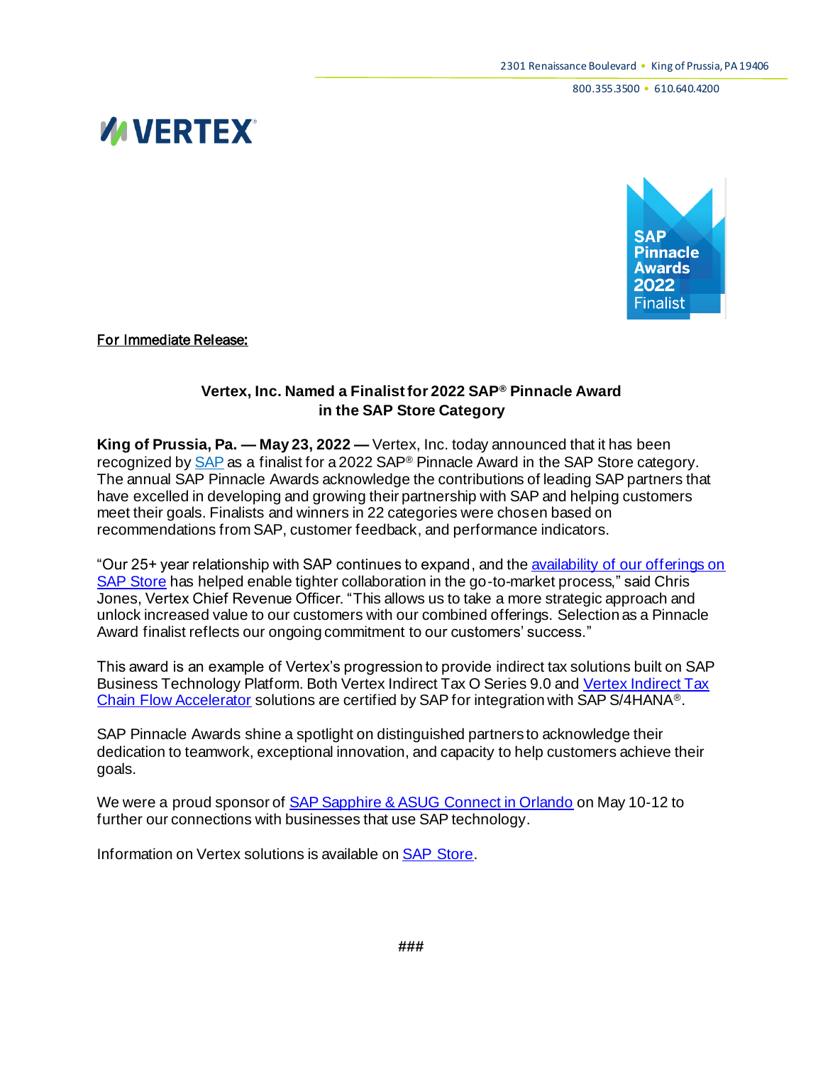2301 Renaissance Boulevard • King of Prussia, PA 19406

800.355.3500 • 610.640.4200

VERTEX®

SAP Pinnacle Awards 2022 Finalist

For Immediate Release:

**Vertex, Inc. Named a Finalist for 2022 SAP® Pinnacle Award in the SAP Store Category**

**King of Prussia, Pa. — May 23, 2022 —** Vertex, Inc. today announced that it has been recognized by SAP as a finalist for a 2022 SAP® Pinnacle Award in the SAP Store category. The annual SAP Pinnacle Awards acknowledge the contributions of leading SAP partners that have excelled in developing and growing their partnership with SAP and helping customers meet their goals. Finalists and winners in 22 categories were chosen based on recommendations from SAP, customer feedback, and performance indicators.

"Our 25+ year relationship with SAP continues to expand, and the availability of our offerings on SAP Store has helped enable tighter collaboration in the go-to-market process," said Chris Jones, Vertex Chief Revenue Officer. "This allows us to take a more strategic approach and unlock increased value to our customers with our combined offerings. Selection as a Pinnacle Award finalist reflects our ongoing commitment to our customers' success."

This award is an example of Vertex's progression to provide indirect tax solutions built on SAP Business Technology Platform. Both Vertex Indirect Tax O Series 9.0 and Vertex Indirect Tax Chain Flow Accelerator solutions are certified by SAP for integration with SAP S/4HANA®.

SAP Pinnacle Awards shine a spotlight on distinguished partners to acknowledge their dedication to teamwork, exceptional innovation, and capacity to help customers achieve their goals.

We were a proud sponsor of SAP Sapphire & ASUG Connect in Orlando on May 10-12 to further our connections with businesses that use SAP technology.

Information on Vertex solutions is available on SAP Store.

###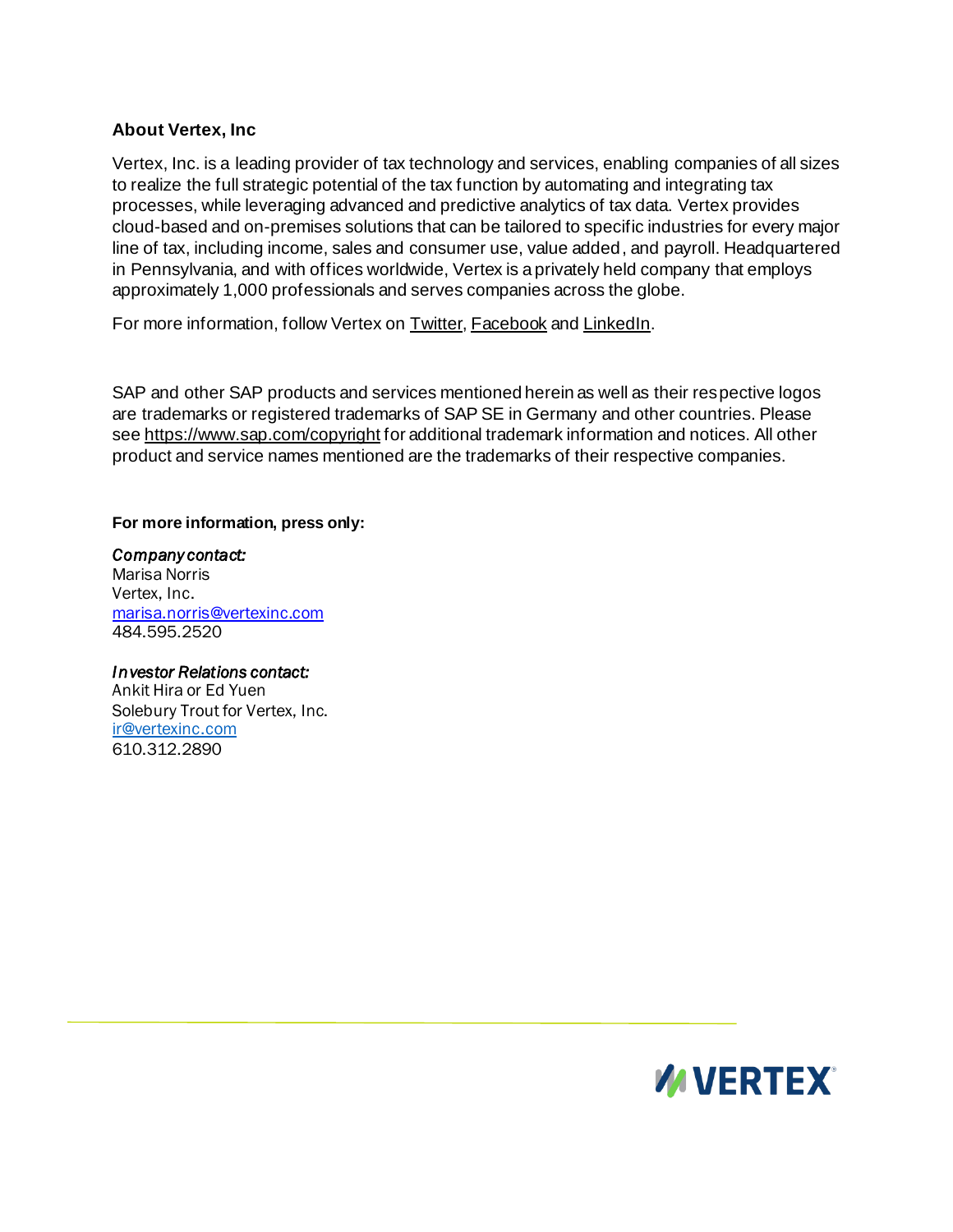**About Vertex, Inc**

Vertex, Inc. is a leading provider of tax technology and services, enabling companies of all sizes to realize the full strategic potential of the tax function by automating and integrating tax processes, while leveraging advanced and predictive analytics of tax data. Vertex provides cloud-based and on-premises solutions that can be tailored to specific industries for every major line of tax, including income, sales and consumer use, value added, and payroll. Headquartered in Pennsylvania, and with offices worldwide, Vertex is a privately held company that employs approximately 1,000 professionals and serves companies across the globe.

For more information, follow Vertex on Twitter, Facebook and LinkedIn.

SAP and other SAP products and services mentioned herein as well as their respective logos are trademarks or registered trademarks of SAP SE in Germany and other countries. Please see https://www.sap.com/copyright for additional trademark information and notices. All other product and service names mentioned are the trademarks of their respective companies.

**For more information, press only:**

*Company contact:*
Marisa Norris
Vertex, Inc.
marisa.norris@vertexinc.com
484.595.2520

*Investor Relations contact:*
Ankit Hira or Ed Yuen
Solebury Trout for Vertex, Inc.
ir@vertexinc.com
610.312.2890